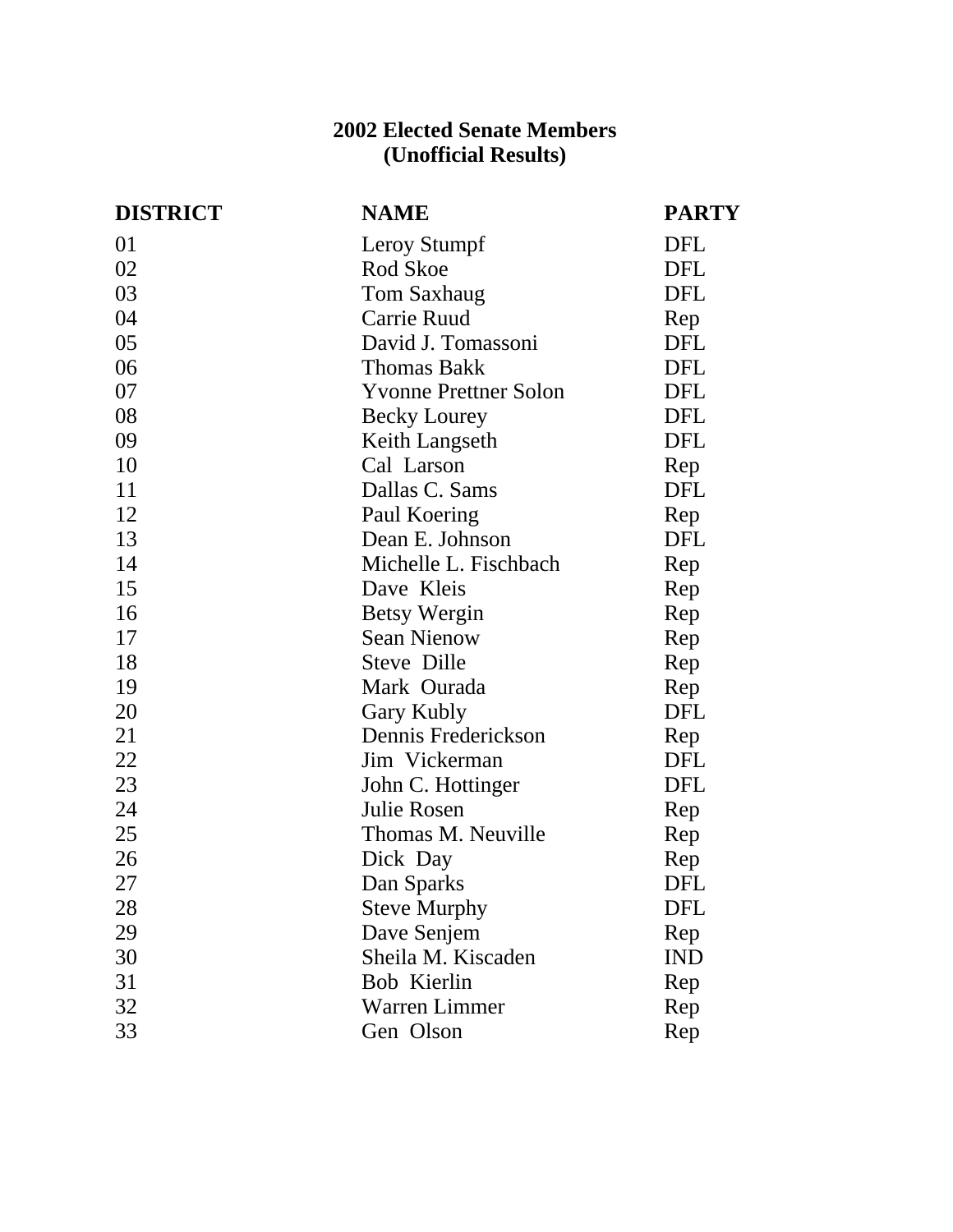# 2002 Elected Senate Members
## (Unofficial Results)

| DISTRICT | NAME | PARTY |
|---|---|---|
| 01 | Leroy Stumpf | DFL |
| 02 | Rod Skoe | DFL |
| 03 | Tom Saxhaug | DFL |
| 04 | Carrie Ruud | Rep |
| 05 | David J. Tomassoni | DFL |
| 06 | Thomas Bakk | DFL |
| 07 | Yvonne Prettner Solon | DFL |
| 08 | Becky Lourey | DFL |
| 09 | Keith Langseth | DFL |
| 10 | Cal Larson | Rep |
| 11 | Dallas C. Sams | DFL |
| 12 | Paul Koering | Rep |
| 13 | Dean E. Johnson | DFL |
| 14 | Michelle L. Fischbach | Rep |
| 15 | Dave Kleis | Rep |
| 16 | Betsy Wergin | Rep |
| 17 | Sean Nienow | Rep |
| 18 | Steve Dille | Rep |
| 19 | Mark Ourada | Rep |
| 20 | Gary Kubly | DFL |
| 21 | Dennis Frederickson | Rep |
| 22 | Jim Vickerman | DFL |
| 23 | John C. Hottinger | DFL |
| 24 | Julie Rosen | Rep |
| 25 | Thomas M. Neuville | Rep |
| 26 | Dick Day | Rep |
| 27 | Dan Sparks | DFL |
| 28 | Steve Murphy | DFL |
| 29 | Dave Senjem | Rep |
| 30 | Sheila M. Kiscaden | IND |
| 31 | Bob Kierlin | Rep |
| 32 | Warren Limmer | Rep |
| 33 | Gen Olson | Rep |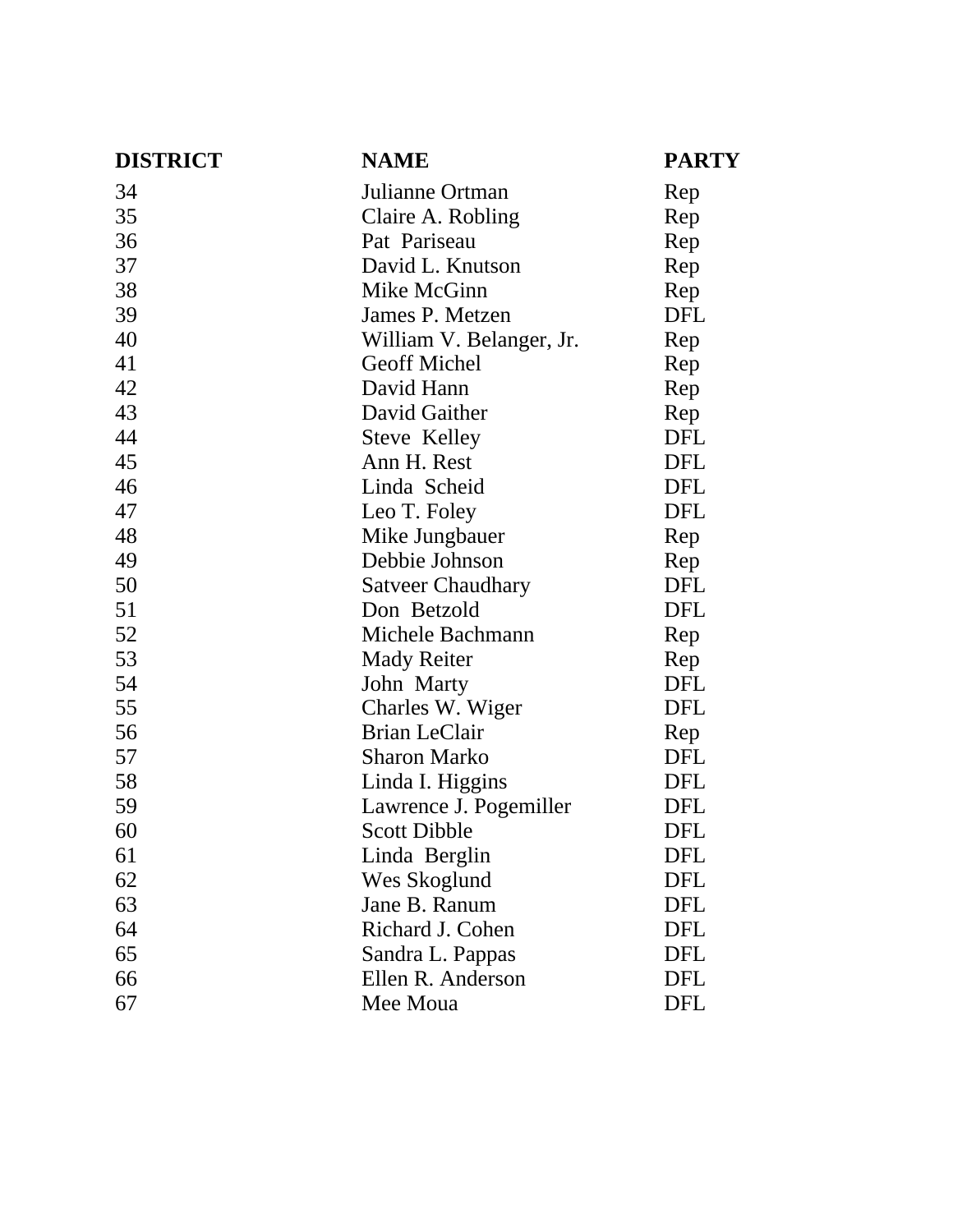| DISTRICT | NAME | PARTY |
|---|---|---|
| 34 | Julianne Ortman | Rep |
| 35 | Claire A. Robling | Rep |
| 36 | Pat Pariseau | Rep |
| 37 | David L. Knutson | Rep |
| 38 | Mike McGinn | Rep |
| 39 | James P. Metzen | DFL |
| 40 | William V. Belanger, Jr. | Rep |
| 41 | Geoff Michel | Rep |
| 42 | David Hann | Rep |
| 43 | David Gaither | Rep |
| 44 | Steve Kelley | DFL |
| 45 | Ann H. Rest | DFL |
| 46 | Linda Scheid | DFL |
| 47 | Leo T. Foley | DFL |
| 48 | Mike Jungbauer | Rep |
| 49 | Debbie Johnson | Rep |
| 50 | Satveer Chaudhary | DFL |
| 51 | Don Betzold | DFL |
| 52 | Michele Bachmann | Rep |
| 53 | Mady Reiter | Rep |
| 54 | John Marty | DFL |
| 55 | Charles W. Wiger | DFL |
| 56 | Brian LeClair | Rep |
| 57 | Sharon Marko | DFL |
| 58 | Linda I. Higgins | DFL |
| 59 | Lawrence J. Pogemiller | DFL |
| 60 | Scott Dibble | DFL |
| 61 | Linda Berglin | DFL |
| 62 | Wes Skoglund | DFL |
| 63 | Jane B. Ranum | DFL |
| 64 | Richard J. Cohen | DFL |
| 65 | Sandra L. Pappas | DFL |
| 66 | Ellen R. Anderson | DFL |
| 67 | Mee Moua | DFL |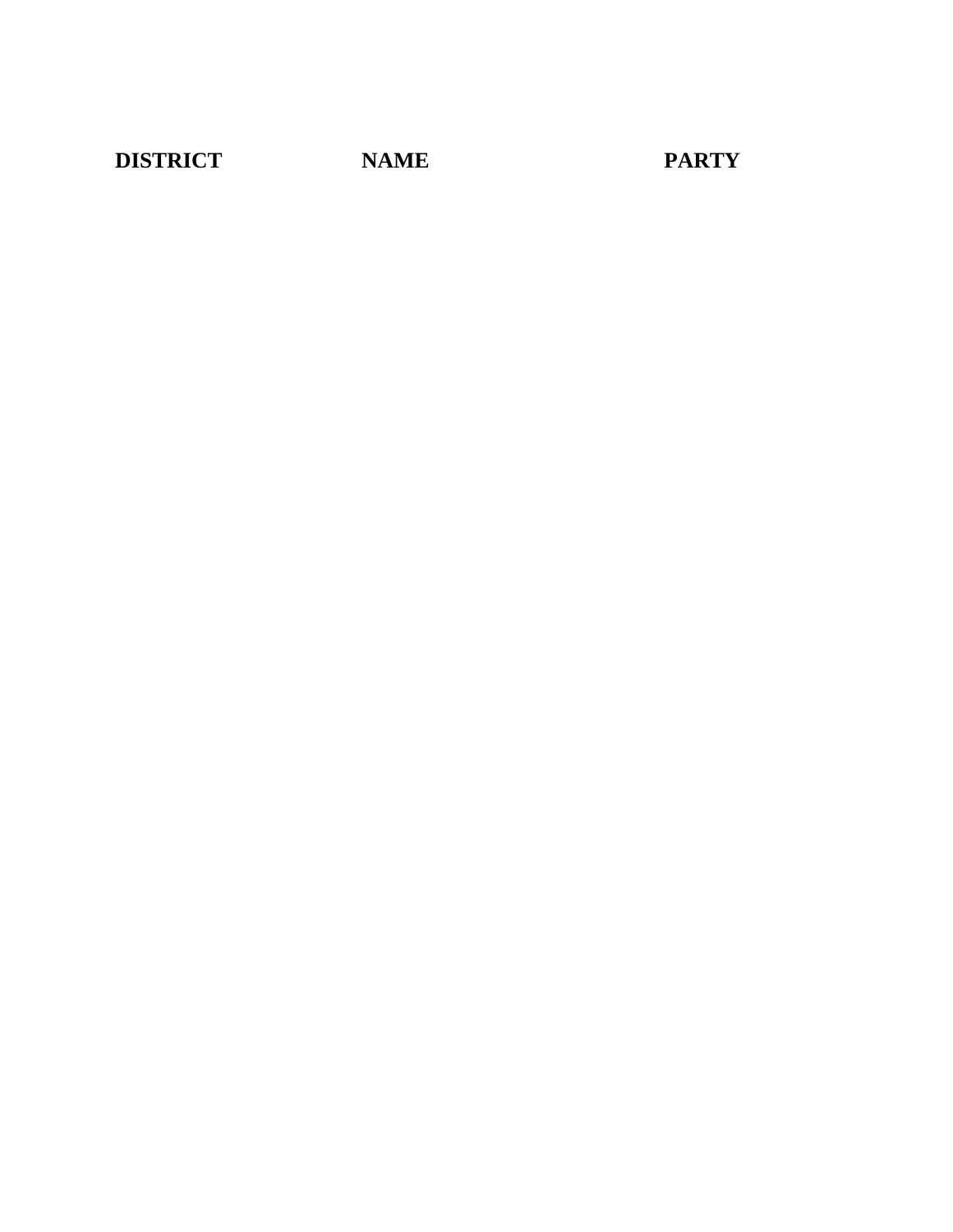| DISTRICT | NAME | PARTY |
| --- | --- | --- |